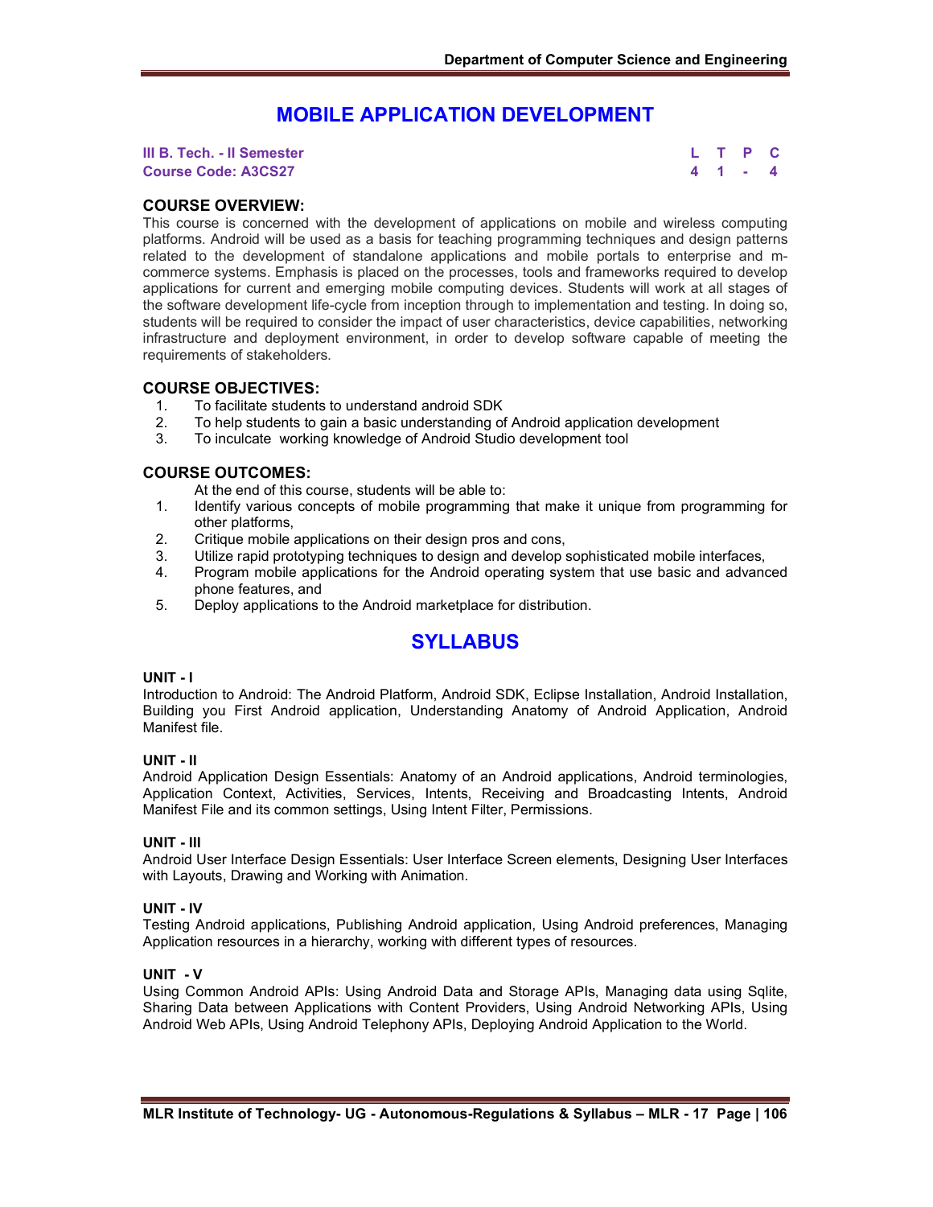# MOBILE APPLICATION DEVELOPMENT

**III B. Tech. - II Semester**
**Course Code: A3CS27**

| L | T | P | C |
|---|---|---|---|
| 4 | 1 | - | 4 |

## COURSE OVERVIEW:

This course is concerned with the development of applications on mobile and wireless computing platforms. Android will be used as a basis for teaching programming techniques and design patterns related to the development of standalone applications and mobile portals to enterprise and m-commerce systems. Emphasis is placed on the processes, tools and frameworks required to develop applications for current and emerging mobile computing devices. Students will work at all stages of the software development life-cycle from inception through to implementation and testing. In doing so, students will be required to consider the impact of user characteristics, device capabilities, networking infrastructure and deployment environment, in order to develop software capable of meeting the requirements of stakeholders.

## COURSE OBJECTIVES:

1. To facilitate students to understand android SDK
2. To help students to gain a basic understanding of Android application development
3. To inculcate working knowledge of Android Studio development tool

## COURSE OUTCOMES:

At the end of this course, students will be able to:

1. Identify various concepts of mobile programming that make it unique from programming for other platforms,
2. Critique mobile applications on their design pros and cons,
3. Utilize rapid prototyping techniques to design and develop sophisticated mobile interfaces,
4. Program mobile applications for the Android operating system that use basic and advanced phone features, and
5. Deploy applications to the Android marketplace for distribution.

# SYLLABUS

**UNIT - I**

Introduction to Android: The Android Platform, Android SDK, Eclipse Installation, Android Installation, Building you First Android application, Understanding Anatomy of Android Application, Android Manifest file.

**UNIT - II**

Android Application Design Essentials: Anatomy of an Android applications, Android terminologies, Application Context, Activities, Services, Intents, Receiving and Broadcasting Intents, Android Manifest File and its common settings, Using Intent Filter, Permissions.

**UNIT - III**

Android User Interface Design Essentials: User Interface Screen elements, Designing User Interfaces with Layouts, Drawing and Working with Animation.

**UNIT - IV**

Testing Android applications, Publishing Android application, Using Android preferences, Managing Application resources in a hierarchy, working with different types of resources.

**UNIT - V**

Using Common Android APIs: Using Android Data and Storage APIs, Managing data using Sqlite, Sharing Data between Applications with Content Providers, Using Android Networking APIs, Using Android Web APIs, Using Android Telephony APIs, Deploying Android Application to the World.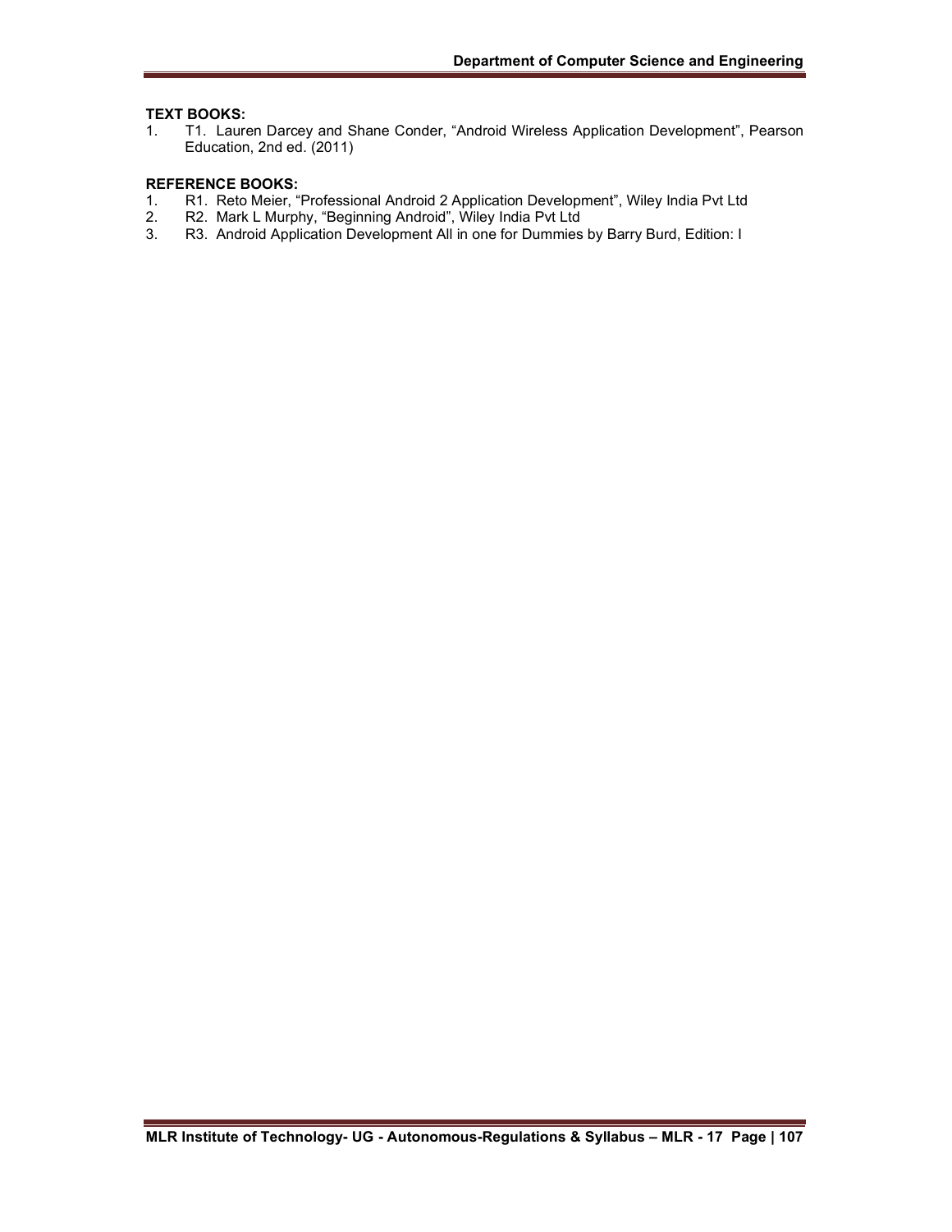**TEXT BOOKS:**

1. T1. Lauren Darcey and Shane Conder, “Android Wireless Application Development”, Pearson Education, 2nd ed. (2011)

**REFERENCE BOOKS:**

1. R1. Reto Meier, “Professional Android 2 Application Development”, Wiley India Pvt Ltd
2. R2. Mark L Murphy, “Beginning Android”, Wiley India Pvt Ltd
3. R3. Android Application Development All in one for Dummies by Barry Burd, Edition: I